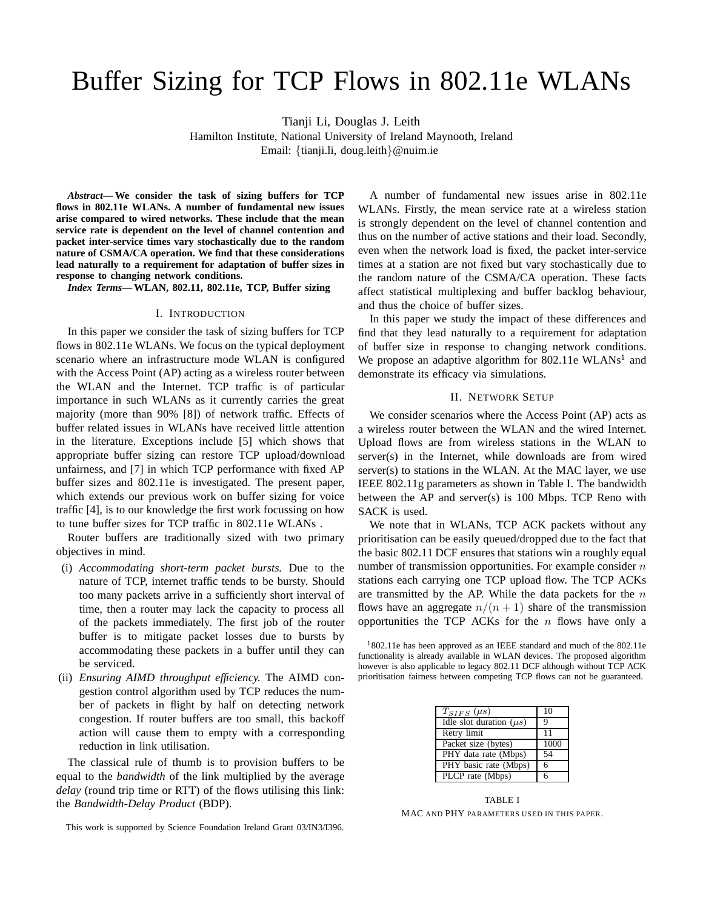# Buffer Sizing for TCP Flows in 802.11e WLANs

Tianji Li, Douglas J. Leith

Hamilton Institute, National University of Ireland Maynooth, Ireland

Email: {tianji.li, doug.leith}@nuim.ie

***Abstract*— We consider the task of sizing buffers for TCP flows in 802.11e WLANs. A number of fundamental new issues arise compared to wired networks. These include that the mean service rate is dependent on the level of channel contention and packet inter-service times vary stochastically due to the random nature of CSMA/CA operation. We find that these considerations lead naturally to a requirement for adaptation of buffer sizes in response to changing network conditions.**

***Index Terms*— WLAN, 802.11, 802.11e, TCP, Buffer sizing**

## I. Introduction

In this paper we consider the task of sizing buffers for TCP flows in 802.11e WLANs. We focus on the typical deployment scenario where an infrastructure mode WLAN is configured with the Access Point (AP) acting as a wireless router between the WLAN and the Internet. TCP traffic is of particular importance in such WLANs as it currently carries the great majority (more than 90% [8]) of network traffic. Effects of buffer related issues in WLANs have received little attention in the literature. Exceptions include [5] which shows that appropriate buffer sizing can restore TCP upload/download unfairness, and [7] in which TCP performance with fixed AP buffer sizes and 802.11e is investigated. The present paper, which extends our previous work on buffer sizing for voice traffic [4], is to our knowledge the first work focussing on how to tune buffer sizes for TCP traffic in 802.11e WLANs .

Router buffers are traditionally sized with two primary objectives in mind.

(i) *Accommodating short-term packet bursts.* Due to the nature of TCP, internet traffic tends to be bursty. Should too many packets arrive in a sufficiently short interval of time, then a router may lack the capacity to process all of the packets immediately. The first job of the router buffer is to mitigate packet losses due to bursts by accommodating these packets in a buffer until they can be serviced.

(ii) *Ensuring AIMD throughput efficiency.* The AIMD congestion control algorithm used by TCP reduces the number of packets in flight by half on detecting network congestion. If router buffers are too small, this backoff action will cause them to empty with a corresponding reduction in link utilisation.

The classical rule of thumb is to provision buffers to be equal to the *bandwidth* of the link multiplied by the average *delay* (round trip time or RTT) of the flows utilising this link: the *Bandwidth-Delay Product* (BDP).

This work is supported by Science Foundation Ireland Grant 03/IN3/I396.

A number of fundamental new issues arise in 802.11e WLANs. Firstly, the mean service rate at a wireless station is strongly dependent on the level of channel contention and thus on the number of active stations and their load. Secondly, even when the network load is fixed, the packet inter-service times at a station are not fixed but vary stochastically due to the random nature of the CSMA/CA operation. These facts affect statistical multiplexing and buffer backlog behaviour, and thus the choice of buffer sizes.

In this paper we study the impact of these differences and find that they lead naturally to a requirement for adaptation of buffer size in response to changing network conditions. We propose an adaptive algorithm for 802.11e WLANs[1] and demonstrate its efficacy via simulations.

## II. Network Setup

We consider scenarios where the Access Point (AP) acts as a wireless router between the WLAN and the wired Internet. Upload flows are from wireless stations in the WLAN to server(s) in the Internet, while downloads are from wired server(s) to stations in the WLAN. At the MAC layer, we use IEEE 802.11g parameters as shown in Table I. The bandwidth between the AP and server(s) is 100 Mbps. TCP Reno with SACK is used.

We note that in WLANs, TCP ACK packets without any prioritisation can be easily queued/dropped due to the fact that the basic 802.11 DCF ensures that stations win a roughly equal number of transmission opportunities. For example consider $n$ stations each carrying one TCP upload flow. The TCP ACKs are transmitted by the AP. While the data packets for the $n$ flows have an aggregate $n/(n+1)$ share of the transmission opportunities the TCP ACKs for the $n$ flows have only a

[1] 802.11e has been approved as an IEEE standard and much of the 802.11e functionality is already available in WLAN devices. The proposed algorithm however is also applicable to legacy 802.11 DCF although without TCP ACK prioritisation fairness between competing TCP flows can not be guaranteed.

| | |
|---|---|
| $T_{SIFS}$ ($\mu s$) | 10 |
| Idle slot duration ($\mu s$) | 9 |
| Retry limit | 11 |
| Packet size (bytes) | 1000 |
| PHY data rate (Mbps) | 54 |
| PHY basic rate (Mbps) | 6 |
| PLCP rate (Mbps) | 6 |

TABLE I

MAC AND PHY PARAMETERS USED IN THIS PAPER.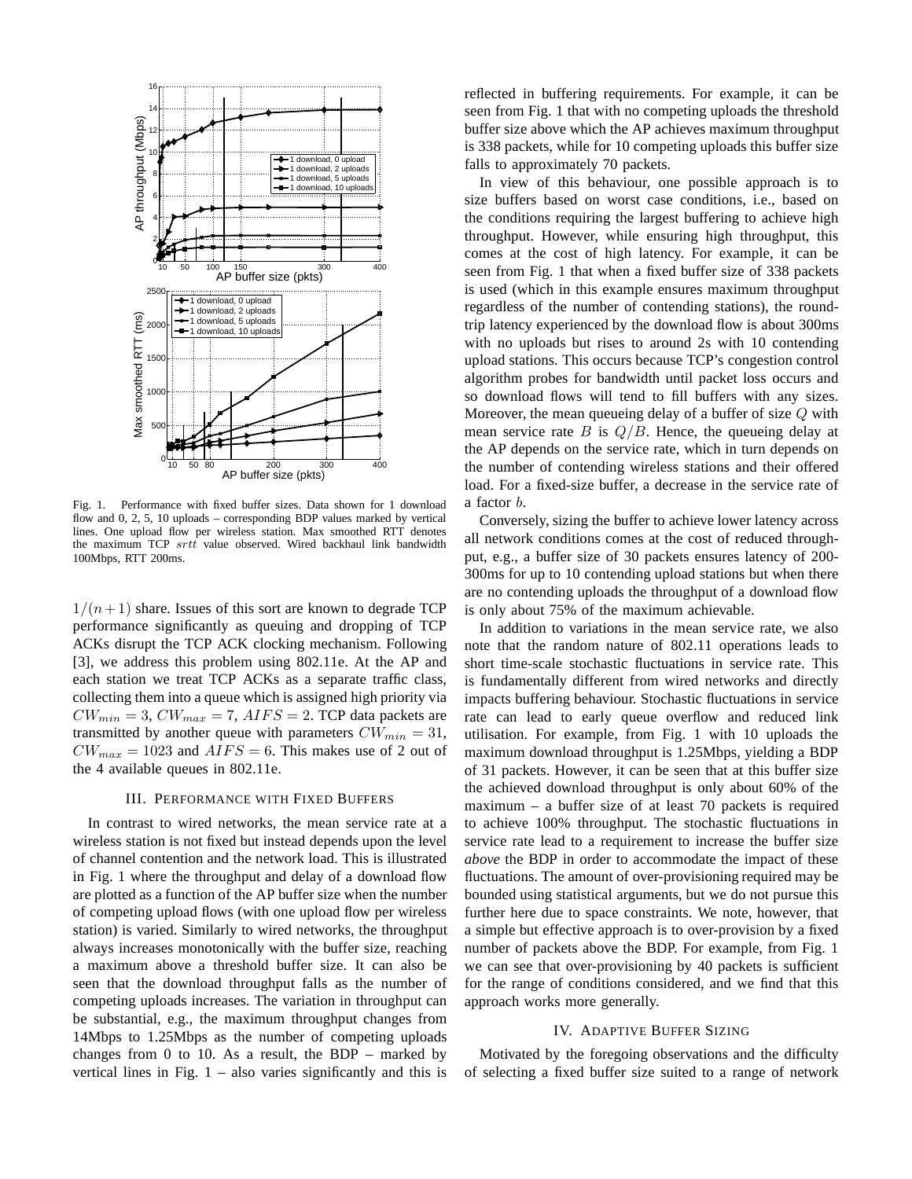Fig. 1. Performance with fixed buffer sizes. Data shown for 1 download flow and 0, 2, 5, 10 uploads – corresponding BDP values marked by vertical lines. One upload flow per wireless station. Max smoothed RTT denotes the maximum TCP $srtt$ value observed. Wired backhaul link bandwidth 100Mbps, RTT 200ms.

$1/(n+1)$ share. Issues of this sort are known to degrade TCP performance significantly as queuing and dropping of TCP ACKs disrupt the TCP ACK clocking mechanism. Following [3], we address this problem using 802.11e. At the AP and each station we treat TCP ACKs as a separate traffic class, collecting them into a queue which is assigned high priority via $CW_{min} = 3$, $CW_{max} = 7$, $AIFS = 2$. TCP data packets are transmitted by another queue with parameters $CW_{min} = 31$, $CW_{max} = 1023$ and $AIFS = 6$. This makes use of 2 out of the 4 available queues in 802.11e.

## III. Performance with Fixed Buffers

In contrast to wired networks, the mean service rate at a wireless station is not fixed but instead depends upon the level of channel contention and the network load. This is illustrated in Fig. 1 where the throughput and delay of a download flow are plotted as a function of the AP buffer size when the number of competing upload flows (with one upload flow per wireless station) is varied. Similarly to wired networks, the throughput always increases monotonically with the buffer size, reaching a maximum above a threshold buffer size. It can also be seen that the download throughput falls as the number of competing uploads increases. The variation in throughput can be substantial, e.g., the maximum throughput changes from 14Mbps to 1.25Mbps as the number of competing uploads changes from 0 to 10. As a result, the BDP – marked by vertical lines in Fig. 1 – also varies significantly and this is reflected in buffering requirements. For example, it can be seen from Fig. 1 that with no competing uploads the threshold buffer size above which the AP achieves maximum throughput is 338 packets, while for 10 competing uploads this buffer size falls to approximately 70 packets.

In view of this behaviour, one possible approach is to size buffers based on worst case conditions, i.e., based on the conditions requiring the largest buffering to achieve high throughput. However, while ensuring high throughput, this comes at the cost of high latency. For example, it can be seen from Fig. 1 that when a fixed buffer size of 338 packets is used (which in this example ensures maximum throughput regardless of the number of contending stations), the round-trip latency experienced by the download flow is about 300ms with no uploads but rises to around 2s with 10 contending upload stations. This occurs because TCP's congestion control algorithm probes for bandwidth until packet loss occurs and so download flows will tend to fill buffers with any sizes. Moreover, the mean queueing delay of a buffer of size $Q$ with mean service rate $B$ is $Q/B$. Hence, the queueing delay at the AP depends on the service rate, which in turn depends on the number of contending wireless stations and their offered load. For a fixed-size buffer, a decrease in the service rate of a factor $b$.

Conversely, sizing the buffer to achieve lower latency across all network conditions comes at the cost of reduced throughput, e.g., a buffer size of 30 packets ensures latency of 200-300ms for up to 10 contending upload stations but when there are no contending uploads the throughput of a download flow is only about 75% of the maximum achievable.

In addition to variations in the mean service rate, we also note that the random nature of 802.11 operations leads to short time-scale stochastic fluctuations in service rate. This is fundamentally different from wired networks and directly impacts buffering behaviour. Stochastic fluctuations in service rate can lead to early queue overflow and reduced link utilisation. For example, from Fig. 1 with 10 uploads the maximum download throughput is 1.25Mbps, yielding a BDP of 31 packets. However, it can be seen that at this buffer size the achieved download throughput is only about 60% of the maximum – a buffer size of at least 70 packets is required to achieve 100% throughput. The stochastic fluctuations in service rate lead to a requirement to increase the buffer size *above* the BDP in order to accommodate the impact of these fluctuations. The amount of over-provisioning required may be bounded using statistical arguments, but we do not pursue this further here due to space constraints. We note, however, that a simple but effective approach is to over-provision by a fixed number of packets above the BDP. For example, from Fig. 1 we can see that over-provisioning by 40 packets is sufficient for the range of conditions considered, and we find that this approach works more generally.

## IV. Adaptive Buffer Sizing

Motivated by the foregoing observations and the difficulty of selecting a fixed buffer size suited to a range of network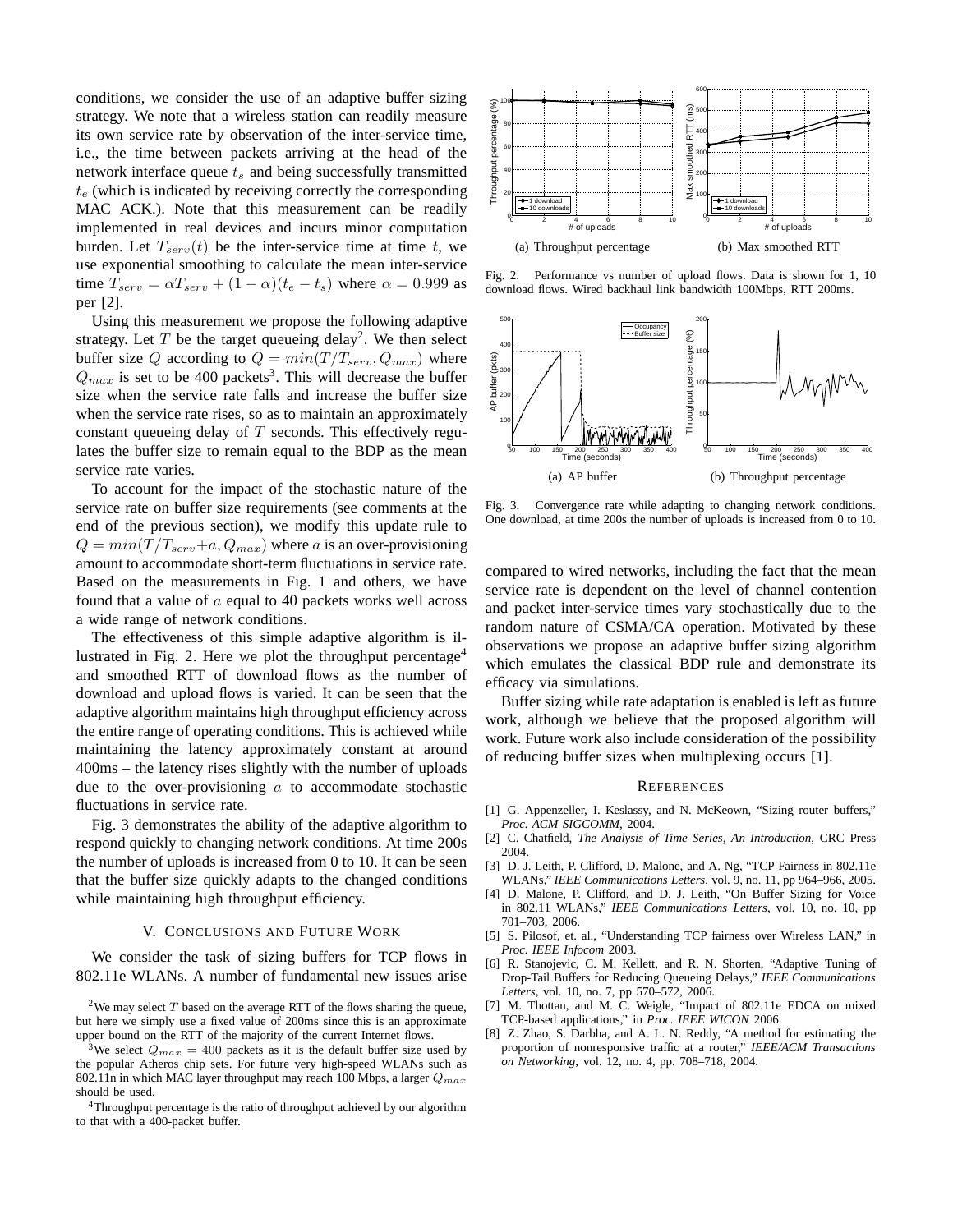conditions, we consider the use of an adaptive buffer sizing strategy. We note that a wireless station can readily measure its own service rate by observation of the inter-service time, i.e., the time between packets arriving at the head of the network interface queue $t_s$ and being successfully transmitted $t_e$ (which is indicated by receiving correctly the corresponding MAC ACK.). Note that this measurement can be readily implemented in real devices and incurs minor computation burden. Let $T_{serv}(t)$ be the inter-service time at time $t$, we use exponential smoothing to calculate the mean inter-service time $T_{serv} = \alpha T_{serv} + (1 - \alpha)(t_e - t_s)$ where $\alpha = 0.999$ as per [2].

Using this measurement we propose the following adaptive strategy. Let $T$ be the target queueing delay[2]. We then select buffer size $Q$ according to $Q = min(T/T_{serv}, Q_{max})$ where $Q_{max}$ is set to be 400 packets[3]. This will decrease the buffer size when the service rate falls and increase the buffer size when the service rate rises, so as to maintain an approximately constant queueing delay of $T$ seconds. This effectively regulates the buffer size to remain equal to the BDP as the mean service rate varies.

To account for the impact of the stochastic nature of the service rate on buffer size requirements (see comments at the end of the previous section), we modify this update rule to $Q = min(T/T_{serv}+a, Q_{max})$ where $a$ is an over-provisioning amount to accommodate short-term fluctuations in service rate. Based on the measurements in Fig. 1 and others, we have found that a value of $a$ equal to 40 packets works well across a wide range of network conditions.

The effectiveness of this simple adaptive algorithm is illustrated in Fig. 2. Here we plot the throughput percentage[4] and smoothed RTT of download flows as the number of download and upload flows is varied. It can be seen that the adaptive algorithm maintains high throughput efficiency across the entire range of operating conditions. This is achieved while maintaining the latency approximately constant at around 400ms – the latency rises slightly with the number of uploads due to the over-provisioning $a$ to accommodate stochastic fluctuations in service rate.

Fig. 3 demonstrates the ability of the adaptive algorithm to respond quickly to changing network conditions. At time 200s the number of uploads is increased from 0 to 10. It can be seen that the buffer size quickly adapts to the changed conditions while maintaining high throughput efficiency.

## V. Conclusions and Future Work

We consider the task of sizing buffers for TCP flows in 802.11e WLANs. A number of fundamental new issues arise compared to wired networks, including the fact that the mean service rate is dependent on the level of channel contention and packet inter-service times vary stochastically due to the random nature of CSMA/CA operation. Motivated by these observations we propose an adaptive buffer sizing algorithm which emulates the classical BDP rule and demonstrate its efficacy via simulations.

Buffer sizing while rate adaptation is enabled is left as future work, although we believe that the proposed algorithm will work. Future work also include consideration of the possibility of reducing buffer sizes when multiplexing occurs [1].

Throughput percentage (%)
100
80
60
40
20
0
0 2 4 6 8 10
# of uploads
1 download
10 downloads

(a) Throughput percentage

Max smoothed RTT (ms)
600
500
400
300
200
100
0
0 2 4 6 8 10
# of uploads
1 download
10 downloads

(b) Max smoothed RTT

Fig. 2. Performance vs number of upload flows. Data is shown for 1, 10 download flows. Wired backhaul link bandwidth 100Mbps, RTT 200ms.

AP buffer (pkts)
500
400
300
200
100
0
50 100 150 200 250 300 350 400
Time (seconds)
Occupancy
Buffer size

(a) AP buffer

Throughput percentage (%)
200
150
100
50
0
50 100 150 200 250 300 350 400
Time (seconds)

(b) Throughput percentage

Fig. 3. Convergence rate while adapting to changing network conditions. One download, at time 200s the number of uploads is increased from 0 to 10.

## References

[1] G. Appenzeller, I. Keslassy, and N. McKeown, "Sizing router buffers," *Proc. ACM SIGCOMM*, 2004.

[2] C. Chatfield, *The Analysis of Time Series, An Introduction*, CRC Press 2004.

[3] D. J. Leith, P. Clifford, D. Malone, and A. Ng, "TCP Fairness in 802.11e WLANs," *IEEE Communications Letters*, vol. 9, no. 11, pp 964–966, 2005.

[4] D. Malone, P. Clifford, and D. J. Leith, "On Buffer Sizing for Voice in 802.11 WLANs," *IEEE Communications Letters*, vol. 10, no. 10, pp 701–703, 2006.

[5] S. Pilosof, et. al., "Understanding TCP fairness over Wireless LAN," in *Proc. IEEE Infocom* 2003.

[6] R. Stanojevic, C. M. Kellett, and R. N. Shorten, "Adaptive Tuning of Drop-Tail Buffers for Reducing Queueing Delays," *IEEE Communications Letters*, vol. 10, no. 7, pp 570–572, 2006.

[7] M. Thottan, and M. C. Weigle, "Impact of 802.11e EDCA on mixed TCP-based applications," in *Proc. IEEE WICON* 2006.

[8] Z. Zhao, S. Darbha, and A. L. N. Reddy, "A method for estimating the proportion of nonresponsive traffic at a router," *IEEE/ACM Transactions on Networking*, vol. 12, no. 4, pp. 708–718, 2004.

[2] We may select $T$ based on the average RTT of the flows sharing the queue, but here we simply use a fixed value of 200ms since this is an approximate upper bound on the RTT of the majority of the current Internet flows.

[3] We select $Q_{max} = 400$ packets as it is the default buffer size used by the popular Atheros chip sets. For future very high-speed WLANs such as 802.11n in which MAC layer throughput may reach 100 Mbps, a larger $Q_{max}$ should be used.

[4] Throughput percentage is the ratio of throughput achieved by our algorithm to that with a 400-packet buffer.